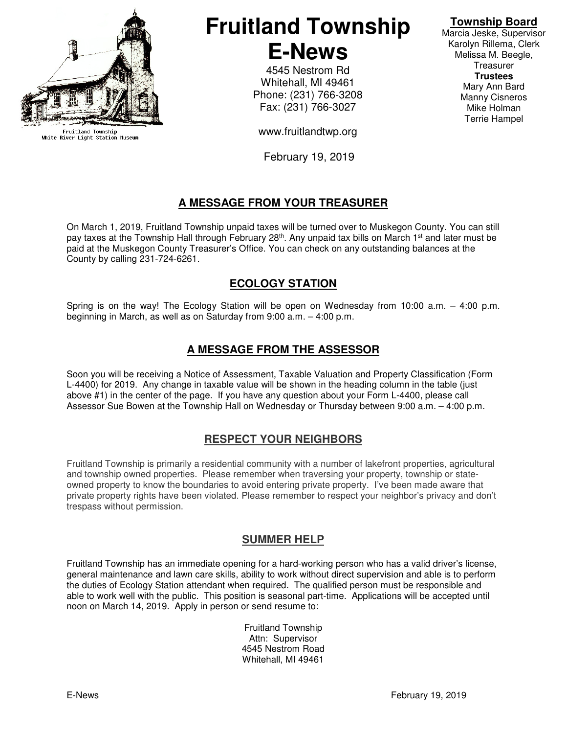Fruitland Township
White River Light Station Museum

# Fruitland Township E-News

4545 Nestrom Rd
Whitehall, MI 49461
Phone: (231) 766-3208
Fax: (231) 766-3027

www.fruitlandtwp.org

February 19, 2019

**Township Board**
Marcia Jeske, Supervisor
Karolyn Rillema, Clerk
Melissa M. Beegle, Treasurer
**Trustees**
Mary Ann Bard
Manny Cisneros
Mike Holman
Terrie Hampel

## A MESSAGE FROM YOUR TREASURER

On March 1, 2019, Fruitland Township unpaid taxes will be turned over to Muskegon County. You can still pay taxes at the Township Hall through February 28th. Any unpaid tax bills on March 1st and later must be paid at the Muskegon County Treasurer's Office. You can check on any outstanding balances at the County by calling 231-724-6261.

## ECOLOGY STATION

Spring is on the way! The Ecology Station will be open on Wednesday from 10:00 a.m. – 4:00 p.m. beginning in March, as well as on Saturday from 9:00 a.m. – 4:00 p.m.

## A MESSAGE FROM THE ASSESSOR

Soon you will be receiving a Notice of Assessment, Taxable Valuation and Property Classification (Form L-4400) for 2019. Any change in taxable value will be shown in the heading column in the table (just above #1) in the center of the page. If you have any question about your Form L-4400, please call Assessor Sue Bowen at the Township Hall on Wednesday or Thursday between 9:00 a.m. – 4:00 p.m.

## RESPECT YOUR NEIGHBORS

Fruitland Township is primarily a residential community with a number of lakefront properties, agricultural and township owned properties. Please remember when traversing your property, township or state-owned property to know the boundaries to avoid entering private property. I've been made aware that private property rights have been violated. Please remember to respect your neighbor's privacy and don't trespass without permission.

## SUMMER HELP

Fruitland Township has an immediate opening for a hard-working person who has a valid driver's license, general maintenance and lawn care skills, ability to work without direct supervision and able is to perform the duties of Ecology Station attendant when required. The qualified person must be responsible and able to work well with the public. This position is seasonal part-time. Applications will be accepted until noon on March 14, 2019. Apply in person or send resume to:

Fruitland Township
Attn: Supervisor
4545 Nestrom Road
Whitehall, MI 49461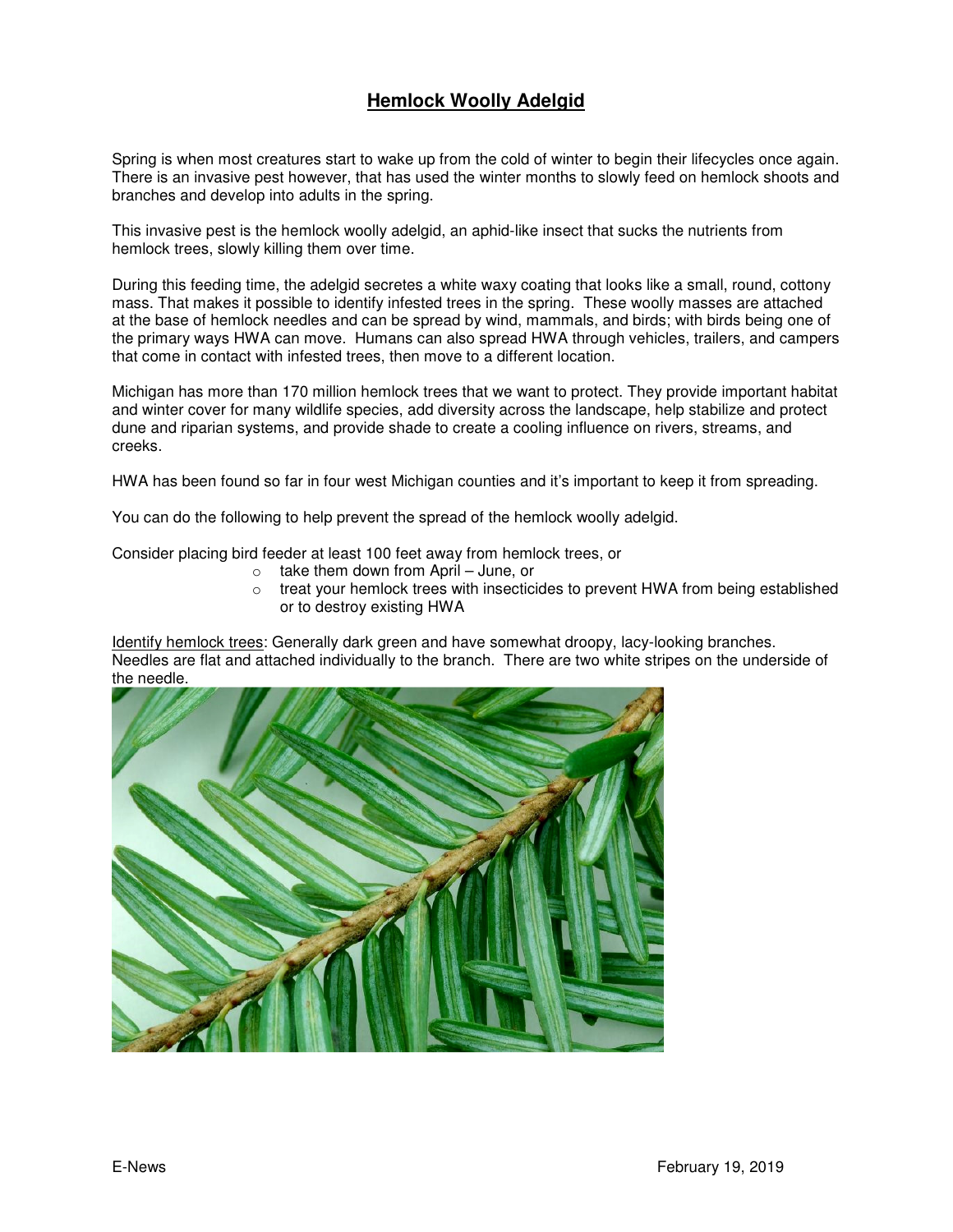# **Hemlock Woolly Adelgid**

Spring is when most creatures start to wake up from the cold of winter to begin their lifecycles once again. There is an invasive pest however, that has used the winter months to slowly feed on hemlock shoots and branches and develop into adults in the spring.

This invasive pest is the hemlock woolly adelgid, an aphid-like insect that sucks the nutrients from hemlock trees, slowly killing them over time.

During this feeding time, the adelgid secretes a white waxy coating that looks like a small, round, cottony mass. That makes it possible to identify infested trees in the spring. These woolly masses are attached at the base of hemlock needles and can be spread by wind, mammals, and birds; with birds being one of the primary ways HWA can move. Humans can also spread HWA through vehicles, trailers, and campers that come in contact with infested trees, then move to a different location.

Michigan has more than 170 million hemlock trees that we want to protect. They provide important habitat and winter cover for many wildlife species, add diversity across the landscape, help stabilize and protect dune and riparian systems, and provide shade to create a cooling influence on rivers, streams, and creeks.

HWA has been found so far in four west Michigan counties and it's important to keep it from spreading.

You can do the following to help prevent the spread of the hemlock woolly adelgid.

Consider placing bird feeder at least 100 feet away from hemlock trees, or

- take them down from April – June, or
- treat your hemlock trees with insecticides to prevent HWA from being established or to destroy existing HWA

Identify hemlock trees: Generally dark green and have somewhat droopy, lacy-looking branches. Needles are flat and attached individually to the branch. There are two white stripes on the underside of the needle.

E-News February 19, 2019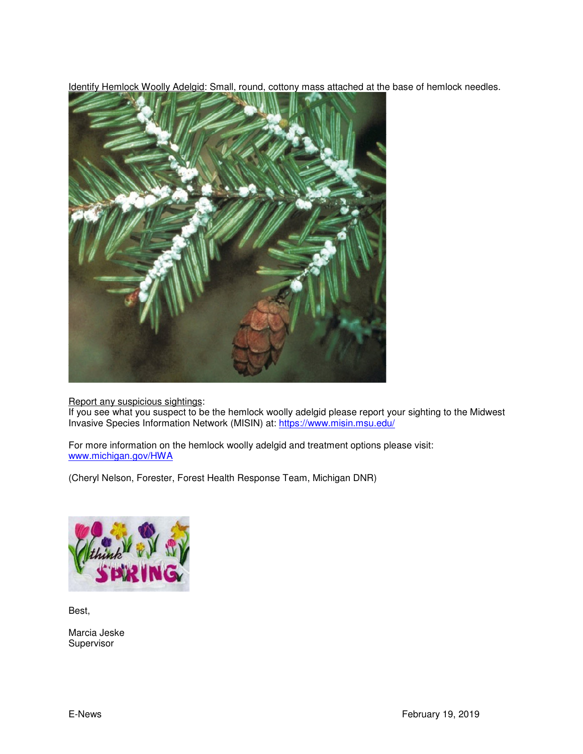Identify Hemlock Woolly Adelgid: Small, round, cottony mass attached at the base of hemlock needles.

Report any suspicious sightings:
If you see what you suspect to be the hemlock woolly adelgid please report your sighting to the Midwest Invasive Species Information Network (MISIN) at: https://www.misin.msu.edu/

For more information on the hemlock woolly adelgid and treatment options please visit:
www.michigan.gov/HWA

(Cheryl Nelson, Forester, Forest Health Response Team, Michigan DNR)

Best,

Marcia Jeske
Supervisor